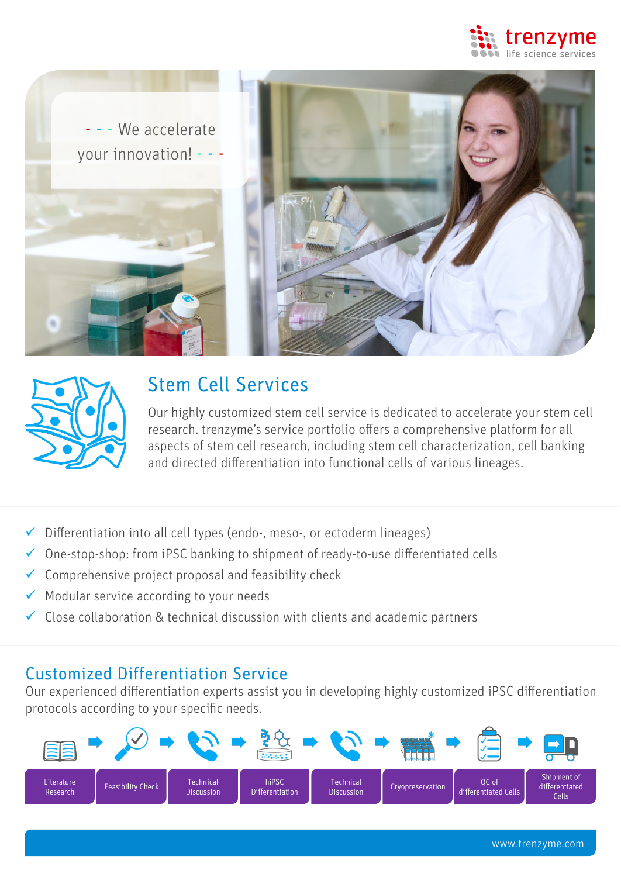trenzyme
life science services

- - - We accelerate your innovation! - - -

## Stem Cell Services

Our highly customized stem cell service is dedicated to accelerate your stem cell research. trenzyme's service portfolio offers a comprehensive platform for all aspects of stem cell research, including stem cell characterization, cell banking and directed differentiation into functional cells of various lineages.

- ✓ Differentiation into all cell types (endo-, meso-, or ectoderm lineages)
- ✓ One-stop-shop: from iPSC banking to shipment of ready-to-use differentiated cells
- ✓ Comprehensive project proposal and feasibility check
- ✓ Modular service according to your needs
- ✓ Close collaboration & technical discussion with clients and academic partners

## Customized Differentiation Service

Our experienced differentiation experts assist you in developing highly customized iPSC differentiation protocols according to your specific needs.

Literature Research → Feasibility Check → Technical Discussion → hiPSC Differentiation → Technical Discussion → Cryopreservation → QC of differentiated Cells → Shipment of differentiated Cells

www.trenzyme.com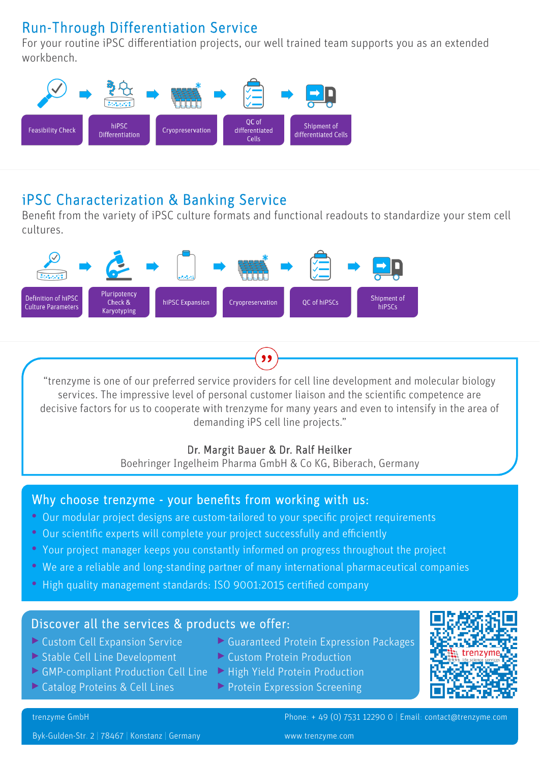## Run-Through Differentiation Service

For your routine iPSC differentiation projects, our well trained team supports you as an extended workbench.

Feasibility Check → hiPSC Differentiation → Cryopreservation → QC of differentiated Cells → Shipment of differentiated Cells

## iPSC Characterization & Banking Service

Benefit from the variety of iPSC culture formats and functional readouts to standardize your stem cell cultures.

Definition of hiPSC Culture Parameters → Pluripotency Check & Karyotyping → hiPSC Expansion → Cryopreservation → QC of hiPSCs → Shipment of hiPSCs

> "trenzyme is one of our preferred service providers for cell line development and molecular biology services. The impressive level of personal customer liaison and the scientific competence are decisive factors for us to cooperate with trenzyme for many years and even to intensify in the area of demanding iPS cell line projects."
>
> **Dr. Margit Bauer & Dr. Ralf Heilker**
> Boehringer Ingelheim Pharma GmbH & Co KG, Biberach, Germany

### Why choose trenzyme - your benefits from working with us:

- Our modular project designs are custom-tailored to your specific project requirements
- Our scientific experts will complete your project successfully and efficiently
- Your project manager keeps you constantly informed on progress throughout the project
- We are a reliable and long-standing partner of many international pharmaceutical companies
- High quality management standards: ISO 9001:2015 certified company

### Discover all the services & products we offer:

- Custom Cell Expansion Service
- Stable Cell Line Development
- GMP-compliant Production Cell Line
- Catalog Proteins & Cell Lines
- Guaranteed Protein Expression Packages
- Custom Protein Production
- High Yield Protein Production
- Protein Expression Screening

trenzyme GmbH
Byk-Gulden-Str. 2 | 78467 | Konstanz | Germany

Phone: + 49 (0) 7531 12290 0 | Email: contact@trenzyme.com
www.trenzyme.com